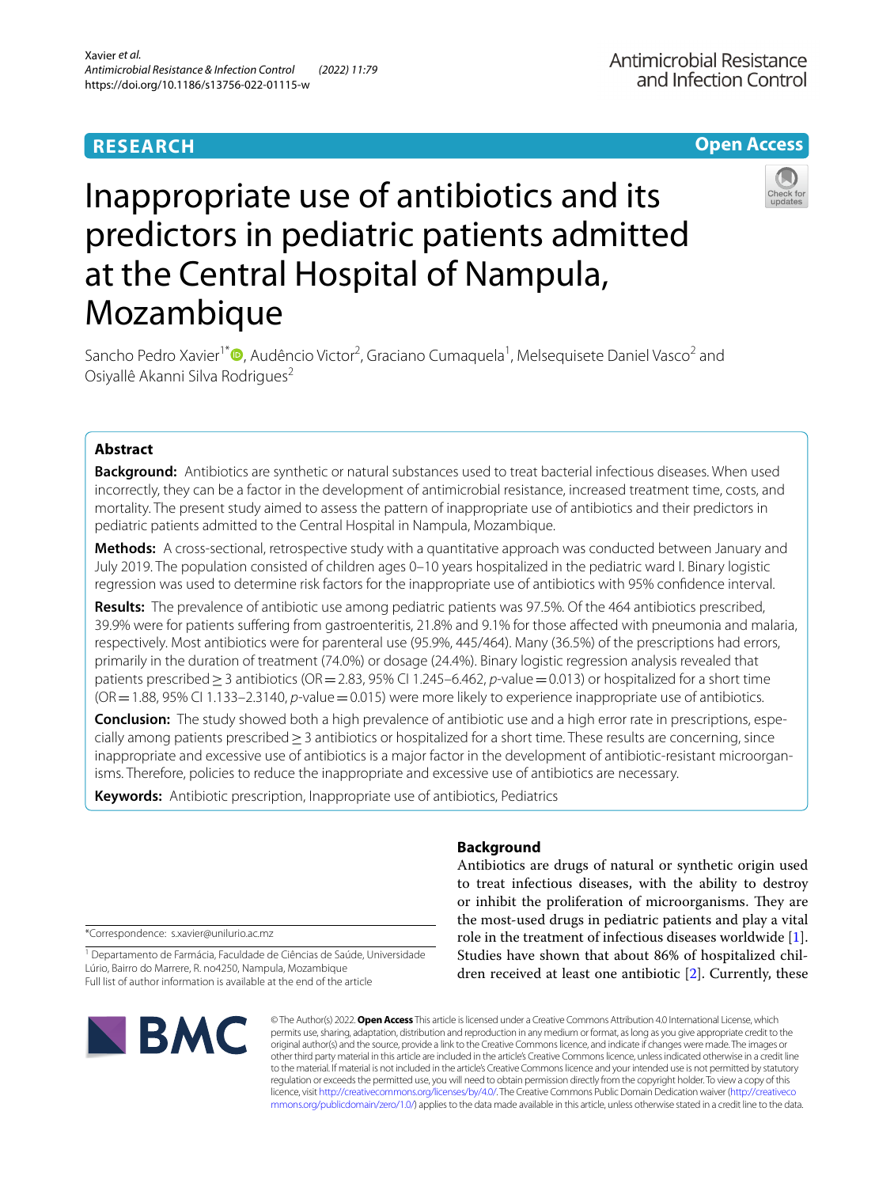RESEARCH

Open Access

# Inappropriate use of antibiotics and its predictors in pediatric patients admitted at the Central Hospital of Nampula, Mozambique

Sancho Pedro Xavier[1*], Audêncio Victor[2], Graciano Cumaquela[1], Melsequisete Daniel Vasco[2] and Osiyallê Akanni Silva Rodrigues[2]

## Abstract

**Background:** Antibiotics are synthetic or natural substances used to treat bacterial infectious diseases. When used incorrectly, they can be a factor in the development of antimicrobial resistance, increased treatment time, costs, and mortality. The present study aimed to assess the pattern of inappropriate use of antibiotics and their predictors in pediatric patients admitted to the Central Hospital in Nampula, Mozambique.

**Methods:** A cross-sectional, retrospective study with a quantitative approach was conducted between January and July 2019. The population consisted of children ages 0–10 years hospitalized in the pediatric ward I. Binary logistic regression was used to determine risk factors for the inappropriate use of antibiotics with 95% confidence interval.

**Results:** The prevalence of antibiotic use among pediatric patients was 97.5%. Of the 464 antibiotics prescribed, 39.9% were for patients suffering from gastroenteritis, 21.8% and 9.1% for those affected with pneumonia and malaria, respectively. Most antibiotics were for parenteral use (95.9%, 445/464). Many (36.5%) of the prescriptions had errors, primarily in the duration of treatment (74.0%) or dosage (24.4%). Binary logistic regression analysis revealed that patients prescribed ≥ 3 antibiotics (OR = 2.83, 95% CI 1.245–6.462, *p*-value = 0.013) or hospitalized for a short time (OR = 1.88, 95% CI 1.133–2.3140, *p*-value = 0.015) were more likely to experience inappropriate use of antibiotics.

**Conclusion:** The study showed both a high prevalence of antibiotic use and a high error rate in prescriptions, especially among patients prescribed ≥ 3 antibiotics or hospitalized for a short time. These results are concerning, since inappropriate and excessive use of antibiotics is a major factor in the development of antibiotic-resistant microorganisms. Therefore, policies to reduce the inappropriate and excessive use of antibiotics are necessary.

**Keywords:** Antibiotic prescription, Inappropriate use of antibiotics, Pediatrics

## Background

Antibiotics are drugs of natural or synthetic origin used to treat infectious diseases, with the ability to destroy or inhibit the proliferation of microorganisms. They are the most-used drugs in pediatric patients and play a vital role in the treatment of infectious diseases worldwide [1]. Studies have shown that about 86% of hospitalized children received at least one antibiotic [2]. Currently, these

*Correspondence: s.xavier@unilurio.ac.mz

[1] Departamento de Farmácia, Faculdade de Ciências de Saúde, Universidade Lúrio, Bairro do Marrere, R. no4250, Nampula, Mozambique

Full list of author information is available at the end of the article

© The Author(s) 2022. **Open Access** This article is licensed under a Creative Commons Attribution 4.0 International License, which permits use, sharing, adaptation, distribution and reproduction in any medium or format, as long as you give appropriate credit to the original author(s) and the source, provide a link to the Creative Commons licence, and indicate if changes were made. The images or other third party material in this article are included in the article's Creative Commons licence, unless indicated otherwise in a credit line to the material. If material is not included in the article's Creative Commons licence and your intended use is not permitted by statutory regulation or exceeds the permitted use, you will need to obtain permission directly from the copyright holder. To view a copy of this licence, visit http://creativecommons.org/licenses/by/4.0/. The Creative Commons Public Domain Dedication waiver (http://creativecommons.org/publicdomain/zero/1.0/) applies to the data made available in this article, unless otherwise stated in a credit line to the data.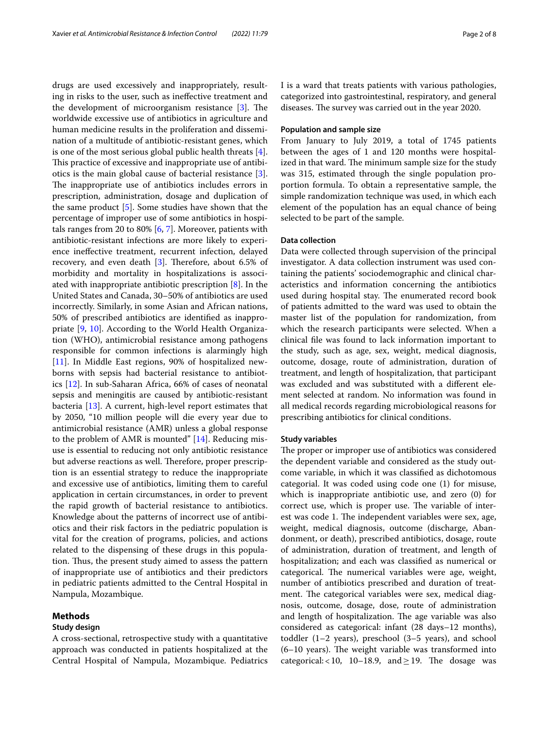drugs are used excessively and inappropriately, resulting in risks to the user, such as ineffective treatment and the development of microorganism resistance [3]. The worldwide excessive use of antibiotics in agriculture and human medicine results in the proliferation and dissemination of a multitude of antibiotic-resistant genes, which is one of the most serious global public health threats [4]. This practice of excessive and inappropriate use of antibiotics is the main global cause of bacterial resistance [3]. The inappropriate use of antibiotics includes errors in prescription, administration, dosage and duplication of the same product [5]. Some studies have shown that the percentage of improper use of some antibiotics in hospitals ranges from 20 to 80% [6, 7]. Moreover, patients with antibiotic-resistant infections are more likely to experience ineffective treatment, recurrent infection, delayed recovery, and even death [3]. Therefore, about 6.5% of morbidity and mortality in hospitalizations is associated with inappropriate antibiotic prescription [8]. In the United States and Canada, 30–50% of antibiotics are used incorrectly. Similarly, in some Asian and African nations, 50% of prescribed antibiotics are identified as inappropriate [9, 10]. According to the World Health Organization (WHO), antimicrobial resistance among pathogens responsible for common infections is alarmingly high [11]. In Middle East regions, 90% of hospitalized newborns with sepsis had bacterial resistance to antibiotics [12]. In sub-Saharan Africa, 66% of cases of neonatal sepsis and meningitis are caused by antibiotic-resistant bacteria [13]. A current, high-level report estimates that by 2050, "10 million people will die every year due to antimicrobial resistance (AMR) unless a global response to the problem of AMR is mounted" [14]. Reducing misuse is essential to reducing not only antibiotic resistance but adverse reactions as well. Therefore, proper prescription is an essential strategy to reduce the inappropriate and excessive use of antibiotics, limiting them to careful application in certain circumstances, in order to prevent the rapid growth of bacterial resistance to antibiotics. Knowledge about the patterns of incorrect use of antibiotics and their risk factors in the pediatric population is vital for the creation of programs, policies, and actions related to the dispensing of these drugs in this population. Thus, the present study aimed to assess the pattern of inappropriate use of antibiotics and their predictors in pediatric patients admitted to the Central Hospital in Nampula, Mozambique.

## Methods

### Study design

A cross-sectional, retrospective study with a quantitative approach was conducted in patients hospitalized at the Central Hospital of Nampula, Mozambique. Pediatrics I is a ward that treats patients with various pathologies, categorized into gastrointestinal, respiratory, and general diseases. The survey was carried out in the year 2020.

### Population and sample size

From January to July 2019, a total of 1745 patients between the ages of 1 and 120 months were hospitalized in that ward. The minimum sample size for the study was 315, estimated through the single population proportion formula. To obtain a representative sample, the simple randomization technique was used, in which each element of the population has an equal chance of being selected to be part of the sample.

### Data collection

Data were collected through supervision of the principal investigator. A data collection instrument was used containing the patients' sociodemographic and clinical characteristics and information concerning the antibiotics used during hospital stay. The enumerated record book of patients admitted to the ward was used to obtain the master list of the population for randomization, from which the research participants were selected. When a clinical file was found to lack information important to the study, such as age, sex, weight, medical diagnosis, outcome, dosage, route of administration, duration of treatment, and length of hospitalization, that participant was excluded and was substituted with a different element selected at random. No information was found in all medical records regarding microbiological reasons for prescribing antibiotics for clinical conditions.

### Study variables

The proper or improper use of antibiotics was considered the dependent variable and considered as the study outcome variable, in which it was classified as dichotomous categorial. It was coded using code one (1) for misuse, which is inappropriate antibiotic use, and zero (0) for correct use, which is proper use. The variable of interest was code 1. The independent variables were sex, age, weight, medical diagnosis, outcome (discharge, Abandonment, or death), prescribed antibiotics, dosage, route of administration, duration of treatment, and length of hospitalization; and each was classified as numerical or categorical. The numerical variables were age, weight, number of antibiotics prescribed and duration of treatment. The categorical variables were sex, medical diagnosis, outcome, dosage, dose, route of administration and length of hospitalization. The age variable was also considered as categorical: infant (28 days–12 months), toddler (1–2 years), preschool (3–5 years), and school (6–10 years). The weight variable was transformed into categorical: $<10$, 10–18.9, and $\geq 19$. The dosage was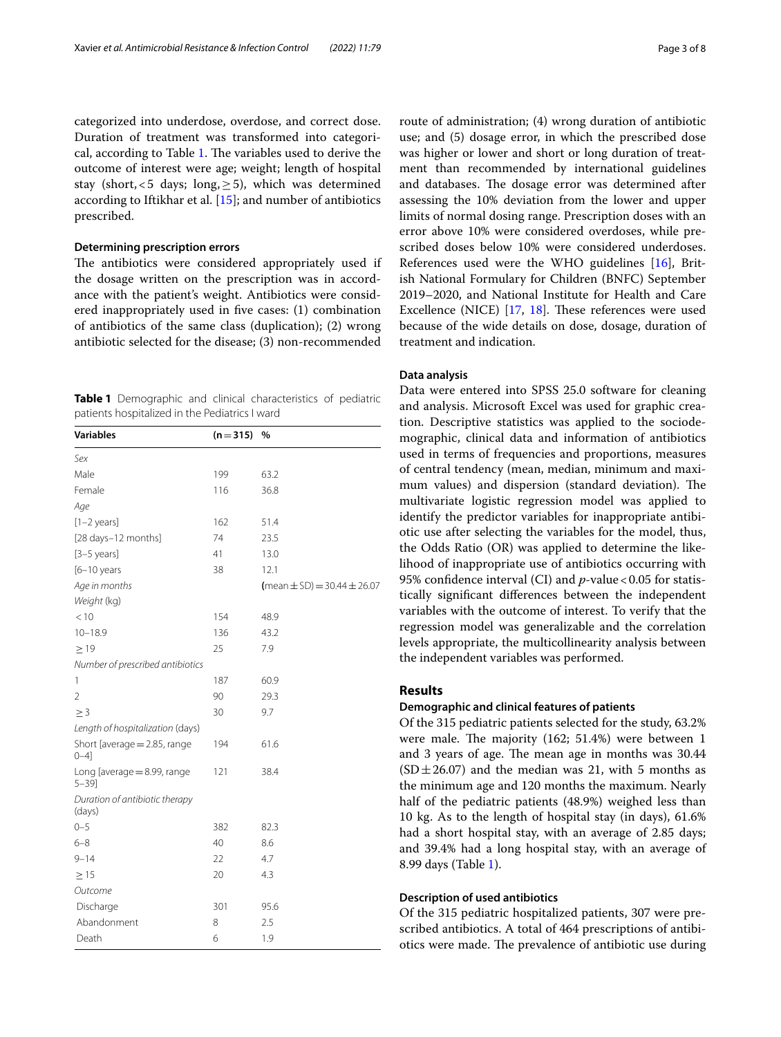categorized into underdose, overdose, and correct dose. Duration of treatment was transformed into categorical, according to Table 1. The variables used to derive the outcome of interest were age; weight; length of hospital stay (short, < 5 days; long, ≥ 5), which was determined according to Iftikhar et al. [15]; and number of antibiotics prescribed.

### Determining prescription errors

The antibiotics were considered appropriately used if the dosage written on the prescription was in accordance with the patient's weight. Antibiotics were considered inappropriately used in five cases: (1) combination of antibiotics of the same class (duplication); (2) wrong antibiotic selected for the disease; (3) non-recommended route of administration; (4) wrong duration of antibiotic use; and (5) dosage error, in which the prescribed dose was higher or lower and short or long duration of treatment than recommended by international guidelines and databases. The dosage error was determined after assessing the 10% deviation from the lower and upper limits of normal dosing range. Prescription doses with an error above 10% were considered overdoses, while prescribed doses below 10% were considered underdoses. References used were the WHO guidelines [16], British National Formulary for Children (BNFC) September 2019–2020, and National Institute for Health and Care Excellence (NICE) [17, 18]. These references were used because of the wide details on dose, dosage, duration of treatment and indication.

**Table 1** Demographic and clinical characteristics of pediatric patients hospitalized in the Pediatrics I ward

| Variables | (n = 315) | % |
|---|---|---|
| *Sex* | | |
| Male | 199 | 63.2 |
| Female | 116 | 36.8 |
| *Age* | | |
| [1–2 years] | 162 | 51.4 |
| [28 days–12 months] | 74 | 23.5 |
| [3–5 years] | 41 | 13.0 |
| [6–10 years | 38 | 12.1 |
| *Age in months* | | (mean ± SD) = 30.44 ± 26.07 |
| *Weight* (kg) | | |
| < 10 | 154 | 48.9 |
| 10–18.9 | 136 | 43.2 |
| ≥ 19 | 25 | 7.9 |
| *Number of prescribed antibiotics* | | |
| 1 | 187 | 60.9 |
| 2 | 90 | 29.3 |
| ≥ 3 | 30 | 9.7 |
| *Length of hospitalization* (days) | | |
| Short [average = 2.85, range 0–4] | 194 | 61.6 |
| Long [average = 8.99, range 5–39] | 121 | 38.4 |
| *Duration of antibiotic therapy* (days) | | |
| 0–5 | 382 | 82.3 |
| 6–8 | 40 | 8.6 |
| 9–14 | 22 | 4.7 |
| ≥ 15 | 20 | 4.3 |
| *Outcome* | | |
| Discharge | 301 | 95.6 |
| Abandonment | 8 | 2.5 |
| Death | 6 | 1.9 |

### Data analysis

Data were entered into SPSS 25.0 software for cleaning and analysis. Microsoft Excel was used for graphic creation. Descriptive statistics was applied to the sociodemographic, clinical data and information of antibiotics used in terms of frequencies and proportions, measures of central tendency (mean, median, minimum and maximum values) and dispersion (standard deviation). The multivariate logistic regression model was applied to identify the predictor variables for inappropriate antibiotic use after selecting the variables for the model, thus, the Odds Ratio (OR) was applied to determine the likelihood of inappropriate use of antibiotics occurring with 95% confidence interval (CI) and *p*-value < 0.05 for statistically significant differences between the independent variables with the outcome of interest. To verify that the regression model was generalizable and the correlation levels appropriate, the multicollinearity analysis between the independent variables was performed.

## Results

### Demographic and clinical features of patients

Of the 315 pediatric patients selected for the study, 63.2% were male. The majority (162; 51.4%) were between 1 and 3 years of age. The mean age in months was 30.44 (SD ± 26.07) and the median was 21, with 5 months as the minimum age and 120 months the maximum. Nearly half of the pediatric patients (48.9%) weighed less than 10 kg. As to the length of hospital stay (in days), 61.6% had a short hospital stay, with an average of 2.85 days; and 39.4% had a long hospital stay, with an average of 8.99 days (Table 1).

### Description of used antibiotics

Of the 315 pediatric hospitalized patients, 307 were prescribed antibiotics. A total of 464 prescriptions of antibiotics were made. The prevalence of antibiotic use during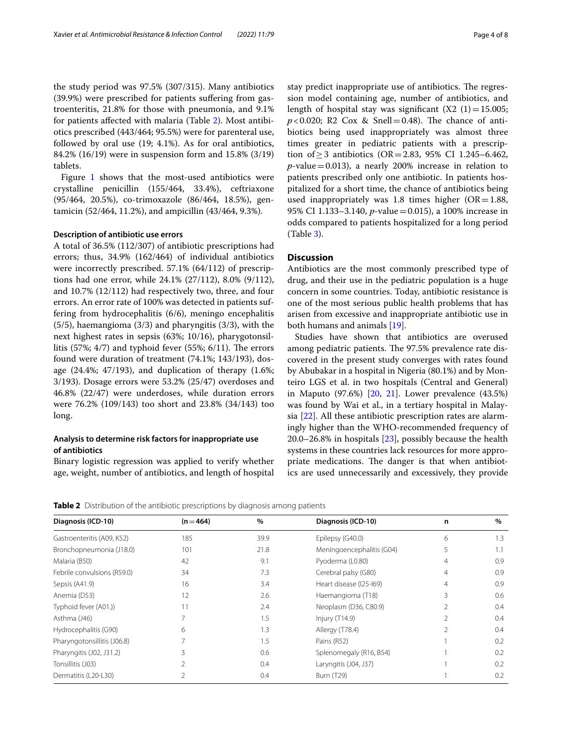the study period was 97.5% (307/315). Many antibiotics (39.9%) were prescribed for patients suffering from gastroenteritis, 21.8% for those with pneumonia, and 9.1% for patients affected with malaria (Table 2). Most antibiotics prescribed (443/464; 95.5%) were for parenteral use, followed by oral use (19; 4.1%). As for oral antibiotics, 84.2% (16/19) were in suspension form and 15.8% (3/19) tablets.

Figure 1 shows that the most-used antibiotics were crystalline penicillin (155/464, 33.4%), ceftriaxone (95/464, 20.5%), co-trimoxazole (86/464, 18.5%), gentamicin (52/464, 11.2%), and ampicillin (43/464, 9.3%).

### Description of antibiotic use errors

A total of 36.5% (112/307) of antibiotic prescriptions had errors; thus, 34.9% (162/464) of individual antibiotics were incorrectly prescribed. 57.1% (64/112) of prescriptions had one error, while 24.1% (27/112), 8.0% (9/112), and 10.7% (12/112) had respectively two, three, and four errors. An error rate of 100% was detected in patients suffering from hydrocephalitis (6/6), meningo encephalitis (5/5), haemangioma (3/3) and pharyngitis (3/3), with the next highest rates in sepsis (63%; 10/16), pharygotonsillitis (57%; 4/7) and typhoid fever (55%; 6/11). The errors found were duration of treatment (74.1%; 143/193), dosage (24.4%; 47/193), and duplication of therapy (1.6%; 3/193). Dosage errors were 53.2% (25/47) overdoses and 46.8% (22/47) were underdoses, while duration errors were 76.2% (109/143) too short and 23.8% (34/143) too long.

### Analysis to determine risk factors for inappropriate use of antibiotics

Binary logistic regression was applied to verify whether age, weight, number of antibiotics, and length of hospital stay predict inappropriate use of antibiotics. The regression model containing age, number of antibiotics, and length of hospital stay was significant ($X2\ (1) = 15.005$; $p < 0.020$; R2 Cox & Snell = 0.48). The chance of antibiotics being used inappropriately was almost three times greater in pediatric patients with a prescription of $\geq 3$ antibiotics (OR = 2.83, 95% CI 1.245–6.462, $p$-value = 0.013), a nearly 200% increase in relation to patients prescribed only one antibiotic. In patients hospitalized for a short time, the chance of antibiotics being used inappropriately was 1.8 times higher (OR = 1.88, 95% CI 1.133–3.140, $p$-value = 0.015), a 100% increase in odds compared to patients hospitalized for a long period (Table 3).

## Discussion

Antibiotics are the most commonly prescribed type of drug, and their use in the pediatric population is a huge concern in some countries. Today, antibiotic resistance is one of the most serious public health problems that has arisen from excessive and inappropriate antibiotic use in both humans and animals [19].

Studies have shown that antibiotics are overused among pediatric patients. The 97.5% prevalence rate discovered in the present study converges with rates found by Abubakar in a hospital in Nigeria (80.1%) and by Monteiro LGS et al. in two hospitals (Central and General) in Maputo (97.6%) [20, 21]. Lower prevalence (43.5%) was found by Wai et al., in a tertiary hospital in Malaysia [22]. All these antibiotic prescription rates are alarmingly higher than the WHO-recommended frequency of 20.0–26.8% in hospitals [23], possibly because the health systems in these countries lack resources for more appropriate medications. The danger is that when antibiotics are used unnecessarily and excessively, they provide

**Table 2** Distribution of the antibiotic prescriptions by diagnosis among patients

| Diagnosis (ICD-10) | (n = 464) | % | Diagnosis (ICD-10) | n | % |
|---|---|---|---|---|---|
| Gastroenteritis (A09, K52) | 185 | 39.9 | Epilepsy (G40.0) | 6 | 1.3 |
| Bronchopneumonia (J18.0) | 101 | 21.8 | Meningoencephalitis (G04) | 5 | 1.1 |
| Malaria (B50) | 42 | 9.1 | Pyoderma (L0.80) | 4 | 0.9 |
| Febrile convulsions (R59.0) | 34 | 7.3 | Cerebral palsy (G80) | 4 | 0.9 |
| Sepsis (A41.9) | 16 | 3.4 | Heart disease (I25-I69) | 4 | 0.9 |
| Anemia (D53) | 12 | 2.6 | Haemangioma (T18) | 3 | 0.6 |
| Typhoid fever (A01.)) | 11 | 2.4 | Neoplasm (D36, C80.9) | 2 | 0.4 |
| Asthma (J46) | 7 | 1.5 | Injury (T14.9) | 2 | 0.4 |
| Hydrocephalitis (G90) | 6 | 1.3 | Allergy (T78.4) | 2 | 0.4 |
| Pharyngotonsillitis (J06.8) | 7 | 1.5 | Pains (R52) | 1 | 0.2 |
| Pharyngitis (J02, J31.2) | 3 | 0.6 | Splenomegaly (R16, B54) | 1 | 0.2 |
| Tonsillitis (J03) | 2 | 0.4 | Laryngitis (J04, J37) | 1 | 0.2 |
| Dermatitis (L20-L30) | 2 | 0.4 | Burn (T29) | 1 | 0.2 |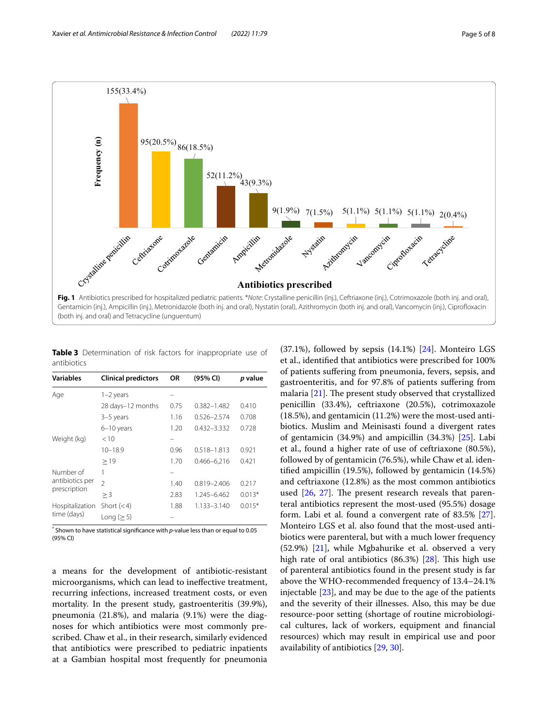Fig. 1 Antibiotics prescribed for hospitalized pediatric patients. **Note*: Crystalline penicillin (inj.), Ceftriaxone (inj.), Cotrimoxazole (both inj. and oral), Gentamicin (inj.), Ampicillin (inj.), Metronidazole (both inj. and oral), Nystatin (oral), Azithromycin (both inj. and oral), Vancomycin (inj.), Ciprofloxacin (both inj. and oral) and Tetracycline (unguentum)

**Table 3** Determination of risk factors for inappropriate use of antibiotics

| Variables | Clinical predictors | OR | (95% CI) | *p* value |
|---|---|---|---|---|
| Age | 1–2 years | – | | |
| | 28 days–12 months | 0.75 | 0.382–1.482 | 0.410 |
| | 3–5 years | 1.16 | 0.526–2.574 | 0.708 |
| | 6–10 years | 1.20 | 0.432–3.332 | 0.728 |
| Weight (kg) | < 10 | – | | |
| | 10–18.9 | 0.96 | 0.518–1.813 | 0.921 |
| | ≥ 19 | 1.70 | 0.466–6,216 | 0.421 |
| Number of antibiotics per prescription | 1 | – | | |
| | 2 | 1.40 | 0.819–2.406 | 0.217 |
| | ≥ 3 | 2.83 | 1.245–6.462 | 0.013* |
| Hospitalization time (days) | Short (< 4) | 1.88 | 1.133–3.140 | 0.015* |
| | Long (≥ 5) | – | | |

\* Shown to have statistical significance with *p*-value less than or equal to 0.05 (95% CI)

a means for the development of antibiotic-resistant microorganisms, which can lead to ineffective treatment, recurring infections, increased treatment costs, or even mortality. In the present study, gastroenteritis (39.9%), pneumonia (21.8%), and malaria (9.1%) were the diagnoses for which antibiotics were most commonly prescribed. Chaw et al., in their research, similarly evidenced that antibiotics were prescribed to pediatric inpatients at a Gambian hospital most frequently for pneumonia (37.1%), followed by sepsis (14.1%) [24]. Monteiro LGS et al., identified that antibiotics were prescribed for 100% of patients suffering from pneumonia, fevers, sepsis, and gastroenteritis, and for 97.8% of patients suffering from malaria [21]. The present study observed that crystallized penicillin (33.4%), ceftriaxone (20.5%), cotrimoxazole (18.5%), and gentamicin (11.2%) were the most-used antibiotics. Muslim and Meinisasti found a divergent rates of gentamicin (34.9%) and ampicillin (34.3%) [25]. Labi et al., found a higher rate of use of ceftriaxone (80.5%), followed by of gentamicin (76.5%), while Chaw et al. identified ampicillin (19.5%), followed by gentamicin (14.5%) and ceftriaxone (12.8%) as the most common antibiotics used [26, 27]. The present research reveals that parenteral antibiotics represent the most-used (95.5%) dosage form. Labi et al. found a convergent rate of 83.5% [27]. Monteiro LGS et al. also found that the most-used antibiotics were parenteral, but with a much lower frequency (52.9%) [21], while Mgbahurike et al. observed a very high rate of oral antibiotics (86.3%) [28]. This high use of parenteral antibiotics found in the present study is far above the WHO-recommended frequency of 13.4–24.1% injectable [23], and may be due to the age of the patients and the severity of their illnesses. Also, this may be due resource-poor setting (shortage of routine microbiological cultures, lack of workers, equipment and financial resources) which may result in empirical use and poor availability of antibiotics [29, 30].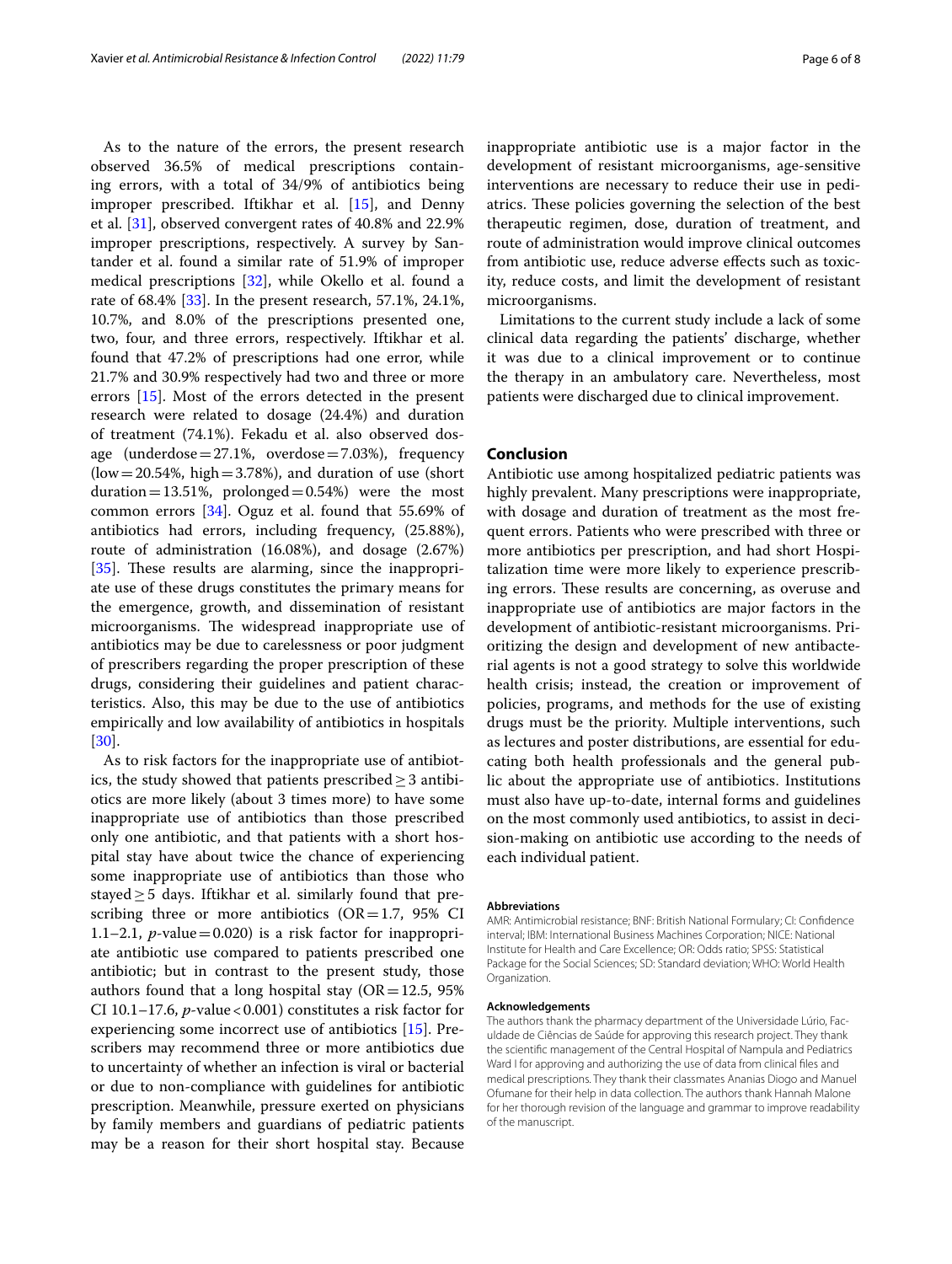As to the nature of the errors, the present research observed 36.5% of medical prescriptions containing errors, with a total of 34/9% of antibiotics being improper prescribed. Iftikhar et al. [15], and Denny et al. [31], observed convergent rates of 40.8% and 22.9% improper prescriptions, respectively. A survey by Santander et al. found a similar rate of 51.9% of improper medical prescriptions [32], while Okello et al. found a rate of 68.4% [33]. In the present research, 57.1%, 24.1%, 10.7%, and 8.0% of the prescriptions presented one, two, four, and three errors, respectively. Iftikhar et al. found that 47.2% of prescriptions had one error, while 21.7% and 30.9% respectively had two and three or more errors [15]. Most of the errors detected in the present research were related to dosage (24.4%) and duration of treatment (74.1%). Fekadu et al. also observed dosage (underdose = 27.1%, overdose = 7.03%), frequency (low = 20.54%, high = 3.78%), and duration of use (short duration = 13.51%, prolonged = 0.54%) were the most common errors [34]. Oguz et al. found that 55.69% of antibiotics had errors, including frequency, (25.88%), route of administration (16.08%), and dosage (2.67%) [35]. These results are alarming, since the inappropriate use of these drugs constitutes the primary means for the emergence, growth, and dissemination of resistant microorganisms. The widespread inappropriate use of antibiotics may be due to carelessness or poor judgment of prescribers regarding the proper prescription of these drugs, considering their guidelines and patient characteristics. Also, this may be due to the use of antibiotics empirically and low availability of antibiotics in hospitals [30].

As to risk factors for the inappropriate use of antibiotics, the study showed that patients prescribed ≥ 3 antibiotics are more likely (about 3 times more) to have some inappropriate use of antibiotics than those prescribed only one antibiotic, and that patients with a short hospital stay have about twice the chance of experiencing some inappropriate use of antibiotics than those who stayed ≥ 5 days. Iftikhar et al. similarly found that prescribing three or more antibiotics (OR = 1.7, 95% CI 1.1–2.1, *p*-value = 0.020) is a risk factor for inappropriate antibiotic use compared to patients prescribed one antibiotic; but in contrast to the present study, those authors found that a long hospital stay (OR = 12.5, 95% CI 10.1–17.6, *p*-value < 0.001) constitutes a risk factor for experiencing some incorrect use of antibiotics [15]. Prescribers may recommend three or more antibiotics due to uncertainty of whether an infection is viral or bacterial or due to non-compliance with guidelines for antibiotic prescription. Meanwhile, pressure exerted on physicians by family members and guardians of pediatric patients may be a reason for their short hospital stay. Because inappropriate antibiotic use is a major factor in the development of resistant microorganisms, age-sensitive interventions are necessary to reduce their use in pediatrics. These policies governing the selection of the best therapeutic regimen, dose, duration of treatment, and route of administration would improve clinical outcomes from antibiotic use, reduce adverse effects such as toxicity, reduce costs, and limit the development of resistant microorganisms.

Limitations to the current study include a lack of some clinical data regarding the patients' discharge, whether it was due to a clinical improvement or to continue the therapy in an ambulatory care. Nevertheless, most patients were discharged due to clinical improvement.

## Conclusion

Antibiotic use among hospitalized pediatric patients was highly prevalent. Many prescriptions were inappropriate, with dosage and duration of treatment as the most frequent errors. Patients who were prescribed with three or more antibiotics per prescription, and had short Hospitalization time were more likely to experience prescribing errors. These results are concerning, as overuse and inappropriate use of antibiotics are major factors in the development of antibiotic-resistant microorganisms. Prioritizing the design and development of new antibacterial agents is not a good strategy to solve this worldwide health crisis; instead, the creation or improvement of policies, programs, and methods for the use of existing drugs must be the priority. Multiple interventions, such as lectures and poster distributions, are essential for educating both health professionals and the general public about the appropriate use of antibiotics. Institutions must also have up-to-date, internal forms and guidelines on the most commonly used antibiotics, to assist in decision-making on antibiotic use according to the needs of each individual patient.

#### Abbreviations

AMR: Antimicrobial resistance; BNF: British National Formulary; CI: Confidence interval; IBM: International Business Machines Corporation; NICE: National Institute for Health and Care Excellence; OR: Odds ratio; SPSS: Statistical Package for the Social Sciences; SD: Standard deviation; WHO: World Health Organization.

#### Acknowledgements

The authors thank the pharmacy department of the Universidade Lúrio, Faculdade de Ciências de Saúde for approving this research project. They thank the scientific management of the Central Hospital of Nampula and Pediatrics Ward I for approving and authorizing the use of data from clinical files and medical prescriptions. They thank their classmates Ananias Diogo and Manuel Ofumane for their help in data collection. The authors thank Hannah Malone for her thorough revision of the language and grammar to improve readability of the manuscript.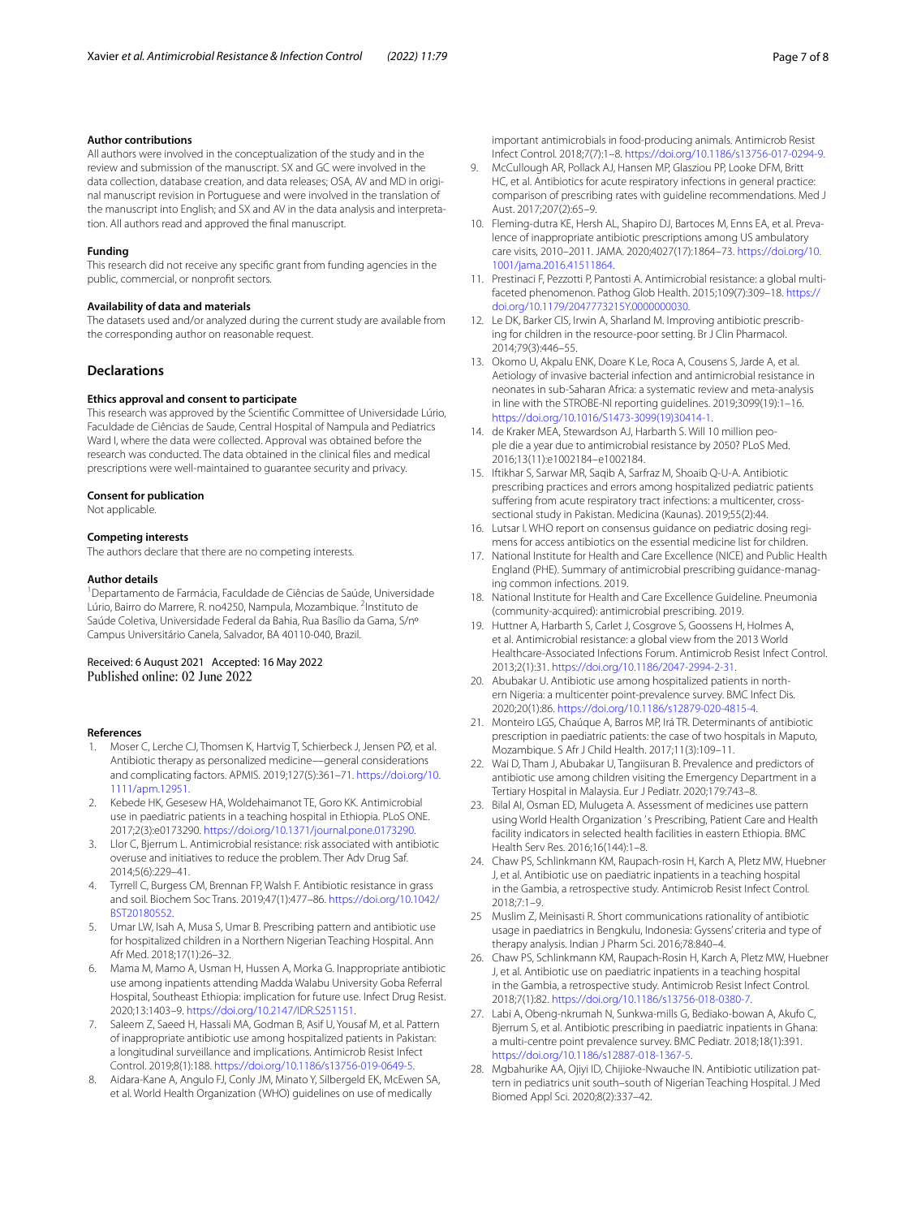#### Author contributions

All authors were involved in the conceptualization of the study and in the review and submission of the manuscript. SX and GC were involved in the data collection, database creation, and data releases; OSA, AV and MD in original manuscript revision in Portuguese and were involved in the translation of the manuscript into English; and SX and AV in the data analysis and interpretation. All authors read and approved the final manuscript.

#### Funding

This research did not receive any specific grant from funding agencies in the public, commercial, or nonprofit sectors.

#### Availability of data and materials

The datasets used and/or analyzed during the current study are available from the corresponding author on reasonable request.

## Declarations

#### Ethics approval and consent to participate

This research was approved by the Scientific Committee of Universidade Lúrio, Faculdade de Ciências de Saude, Central Hospital of Nampula and Pediatrics Ward I, where the data were collected. Approval was obtained before the research was conducted. The data obtained in the clinical files and medical prescriptions were well-maintained to guarantee security and privacy.

#### Consent for publication

Not applicable.

#### Competing interests

The authors declare that there are no competing interests.

#### Author details

[1]Departamento de Farmácia, Faculdade de Ciências de Saúde, Universidade Lúrio, Bairro do Marrere, R. no4250, Nampula, Mozambique. [2]Instituto de Saúde Coletiva, Universidade Federal da Bahia, Rua Basílio da Gama, S/nº Campus Universitário Canela, Salvador, BA 40110-040, Brazil.

Received: 6 August 2021 Accepted: 16 May 2022
Published online: 02 June 2022

#### References

1. Moser C, Lerche CJ, Thomsen K, Hartvig T, Schierbeck J, Jensen PØ, et al. Antibiotic therapy as personalized medicine—general considerations and complicating factors. APMIS. 2019;127(5):361–71. https://doi.org/10.1111/apm.12951.
2. Kebede HK, Gesesew HA, Woldehaimanot TE, Goro KK. Antimicrobial use in paediatric patients in a teaching hospital in Ethiopia. PLoS ONE. 2017;2(3):e0173290. https://doi.org/10.1371/journal.pone.0173290.
3. Llor C, Bjerrum L. Antimicrobial resistance: risk associated with antibiotic overuse and initiatives to reduce the problem. Ther Adv Drug Saf. 2014;5(6):229–41.
4. Tyrrell C, Burgess CM, Brennan FP, Walsh F. Antibiotic resistance in grass and soil. Biochem Soc Trans. 2019;47(1):477–86. https://doi.org/10.1042/BST20180552.
5. Umar LW, Isah A, Musa S, Umar B. Prescribing pattern and antibiotic use for hospitalized children in a Northern Nigerian Teaching Hospital. Ann Afr Med. 2018;17(1):26–32.
6. Mama M, Mamo A, Usman H, Hussen A, Morka G. Inappropriate antibiotic use among inpatients attending Madda Walabu University Goba Referral Hospital, Southeast Ethiopia: implication for future use. Infect Drug Resist. 2020;13:1403–9. https://doi.org/10.2147/IDR.S251151.
7. Saleem Z, Saeed H, Hassali MA, Godman B, Asif U, Yousaf M, et al. Pattern of inappropriate antibiotic use among hospitalized patients in Pakistan: a longitudinal surveillance and implications. Antimicrob Resist Infect Control. 2019;8(1):188. https://doi.org/10.1186/s13756-019-0649-5.
8. Aidara-Kane A, Angulo FJ, Conly JM, Minato Y, Silbergeld EK, McEwen SA, et al. World Health Organization (WHO) guidelines on use of medically important antimicrobials in food-producing animals. Antimicrob Resist Infect Control. 2018;7(7):1–8. https://doi.org/10.1186/s13756-017-0294-9.
9. McCullough AR, Pollack AJ, Hansen MP, Glasziou PP, Looke DFM, Britt HC, et al. Antibiotics for acute respiratory infections in general practice: comparison of prescribing rates with guideline recommendations. Med J Aust. 2017;207(2):65–9.
10. Fleming-dutra KE, Hersh AL, Shapiro DJ, Bartoces M, Enns EA, et al. Prevalence of inappropriate antibiotic prescriptions among US ambulatory care visits, 2010–2011. JAMA. 2020;4027(17):1864–73. https://doi.org/10.1001/jama.2016.41511864.
11. Prestinaci F, Pezzotti P, Pantosti A. Antimicrobial resistance: a global multifaceted phenomenon. Pathog Glob Health. 2015;109(7):309–18. https://doi.org/10.1179/2047773215Y.0000000030.
12. Le DK, Barker CIS, Irwin A, Sharland M. Improving antibiotic prescribing for children in the resource-poor setting. Br J Clin Pharmacol. 2014;79(3):446–55.
13. Okomo U, Akpalu ENK, Doare K Le, Roca A, Cousens S, Jarde A, et al. Aetiology of invasive bacterial infection and antimicrobial resistance in neonates in sub-Saharan Africa: a systematic review and meta-analysis in line with the STROBE-NI reporting guidelines. 2019;3099(19):1–16. https://doi.org/10.1016/S1473-3099(19)30414-1.
14. de Kraker MEA, Stewardson AJ, Harbarth S. Will 10 million people die a year due to antimicrobial resistance by 2050? PLoS Med. 2016;13(11):e1002184–e1002184.
15. Iftikhar S, Sarwar MR, Saqib A, Sarfraz M, Shoaib Q-U-A. Antibiotic prescribing practices and errors among hospitalized pediatric patients suffering from acute respiratory tract infections: a multicenter, cross-sectional study in Pakistan. Medicina (Kaunas). 2019;55(2):44.
16. Lutsar I. WHO report on consensus guidance on pediatric dosing regimens for access antibiotics on the essential medicine list for children.
17. National Institute for Health and Care Excellence (NICE) and Public Health England (PHE). Summary of antimicrobial prescribing guidance-managing common infections. 2019.
18. National Institute for Health and Care Excellence Guideline. Pneumonia (community-acquired): antimicrobial prescribing. 2019.
19. Huttner A, Harbarth S, Carlet J, Cosgrove S, Goossens H, Holmes A, et al. Antimicrobial resistance: a global view from the 2013 World Healthcare-Associated Infections Forum. Antimicrob Resist Infect Control. 2013;2(1):31. https://doi.org/10.1186/2047-2994-2-31.
20. Abubakar U. Antibiotic use among hospitalized patients in northern Nigeria: a multicenter point-prevalence survey. BMC Infect Dis. 2020;20(1):86. https://doi.org/10.1186/s12879-020-4815-4.
21. Monteiro LGS, Chaúque A, Barros MP, Irá TR. Determinants of antibiotic prescription in paediatric patients: the case of two hospitals in Maputo, Mozambique. S Afr J Child Health. 2017;11(3):109–11.
22. Wai D, Tham J, Abubakar U, Tangiisuran B. Prevalence and predictors of antibiotic use among children visiting the Emergency Department in a Tertiary Hospital in Malaysia. Eur J Pediatr. 2020;179:743–8.
23. Bilal AI, Osman ED, Mulugeta A. Assessment of medicines use pattern using World Health Organization ' s Prescribing, Patient Care and Health facility indicators in selected health facilities in eastern Ethiopia. BMC Health Serv Res. 2016;16(144):1–8.
24. Chaw PS, Schlinkmann KM, Raupach-rosin H, Karch A, Pletz MW, Huebner J, et al. Antibiotic use on paediatric inpatients in a teaching hospital in the Gambia, a retrospective study. Antimicrob Resist Infect Control. 2018;7:1–9.
25. Muslim Z, Meinisasti R. Short communications rationality of antibiotic usage in paediatrics in Bengkulu, Indonesia: Gyssens' criteria and type of therapy analysis. Indian J Pharm Sci. 2016;78:840–4.
26. Chaw PS, Schlinkmann KM, Raupach-Rosin H, Karch A, Pletz MW, Huebner J, et al. Antibiotic use on paediatric inpatients in a teaching hospital in the Gambia, a retrospective study. Antimicrob Resist Infect Control. 2018;7(1):82. https://doi.org/10.1186/s13756-018-0380-7.
27. Labi A, Obeng-nkrumah N, Sunkwa-mills G, Bediako-bowan A, Akufo C, Bjerrum S, et al. Antibiotic prescribing in paediatric inpatients in Ghana: a multi-centre point prevalence survey. BMC Pediatr. 2018;18(1):391. https://doi.org/10.1186/s12887-018-1367-5.
28. Mgbahurike AA, Ojiyi ID, Chijioke-Nwauche IN. Antibiotic utilization pattern in pediatrics unit south–south of Nigerian Teaching Hospital. J Med Biomed Appl Sci. 2020;8(2):337–42.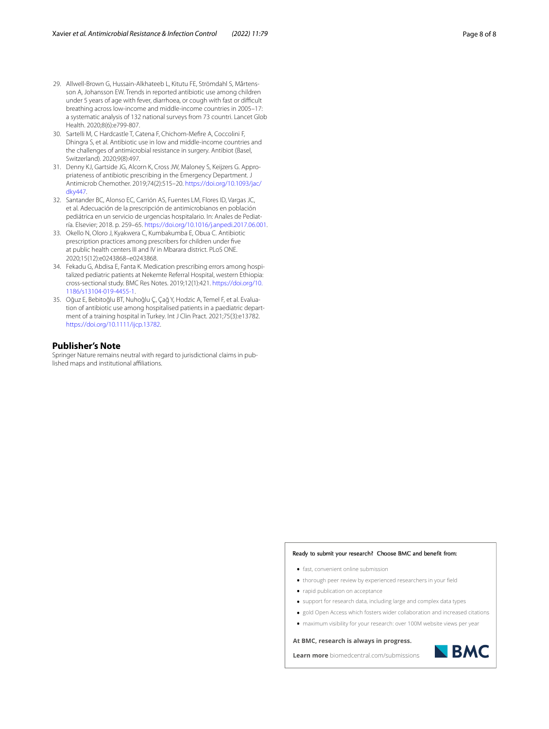29. Allwell-Brown G, Hussain-Alkhateeb L, Kitutu FE, Strömdahl S, Mårtensson A, Johansson EW. Trends in reported antibiotic use among children under 5 years of age with fever, diarrhoea, or cough with fast or difficult breathing across low-income and middle-income countries in 2005–17: a systematic analysis of 132 national surveys from 73 countri. Lancet Glob Health. 2020;8(6):e799-807.
30. Sartelli M, C Hardcastle T, Catena F, Chichom-Mefire A, Coccolini F, Dhingra S, et al. Antibiotic use in low and middle-income countries and the challenges of antimicrobial resistance in surgery. Antibiot (Basel, Switzerland). 2020;9(8):497.
31. Denny KJ, Gartside JG, Alcorn K, Cross JW, Maloney S, Keijzers G. Appropriateness of antibiotic prescribing in the Emergency Department. J Antimicrob Chemother. 2019;74(2):515–20. https://doi.org/10.1093/jac/dky447.
32. Santander BC, Alonso EC, Carrión AS, Fuentes LM, Flores ID, Vargas JC, et al. Adecuación de la prescripción de antimicrobianos en población pediátrica en un servicio de urgencias hospitalario. In: Anales de Pediatría. Elsevier; 2018. p. 259–65. https://doi.org/10.1016/j.anpedi.2017.06.001.
33. Okello N, Oloro J, Kyakwera C, Kumbakumba E, Obua C. Antibiotic prescription practices among prescribers for children under five at public health centers III and IV in Mbarara district. PLoS ONE. 2020;15(12):e0243868–e0243868.
34. Fekadu G, Abdisa E, Fanta K. Medication prescribing errors among hospitalized pediatric patients at Nekemte Referral Hospital, western Ethiopia: cross-sectional study. BMC Res Notes. 2019;12(1):421. https://doi.org/10.1186/s13104-019-4455-1.
35. Oğuz E, Bebitoğlu BT, Nuhoğlu Ç, Çağ Y, Hodzic A, Temel F, et al. Evaluation of antibiotic use among hospitalised patients in a paediatric department of a training hospital in Turkey. Int J Clin Pract. 2021;75(3):e13782. https://doi.org/10.1111/ijcp.13782.

## Publisher's Note

Springer Nature remains neutral with regard to jurisdictional claims in published maps and institutional affiliations.

Ready to submit your research? Choose BMC and benefit from:

- fast, convenient online submission
- thorough peer review by experienced researchers in your field
- rapid publication on acceptance
- support for research data, including large and complex data types
- gold Open Access which fosters wider collaboration and increased citations
- maximum visibility for your research: over 100M website views per year

**At BMC, research is always in progress.**

**Learn more** biomedcentral.com/submissions

BMC